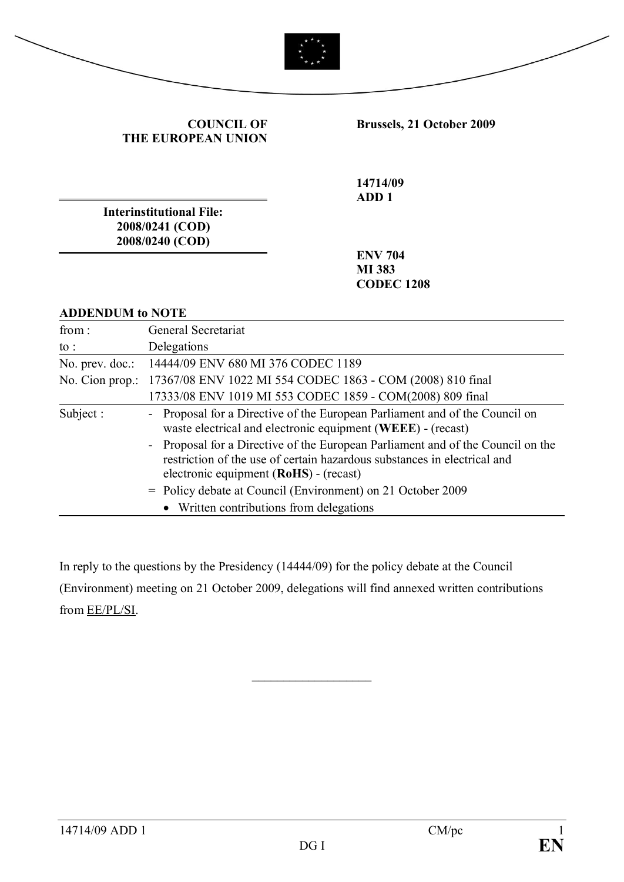**COUNCIL OF THE EUROPEAN UNION**

**Brussels, 21 October 2009**

**14714/09**
**ADD 1**

**Interinstitutional File:**
**2008/0241 (COD)**
**2008/0240 (COD)**

**ENV 704**
**MI 383**
**CODEC 1208**

**ADDENDUM to NOTE**

| | |
|---|---|
| from : | General Secretariat |
| to : | Delegations |
| No. prev. doc.: | 14444/09 ENV 680 MI 376 CODEC 1189 |
| No. Cion prop.: | 17367/08 ENV 1022 MI 554 CODEC 1863 - COM (2008) 810 final<br>17333/08 ENV 1019 MI 553 CODEC 1859 - COM(2008) 809 final |
| Subject : | - Proposal for a Directive of the European Parliament and of the Council on waste electrical and electronic equipment (**WEEE**) - (recast)<br>- Proposal for a Directive of the European Parliament and of the Council on the restriction of the use of certain hazardous substances in electrical and electronic equipment (**RoHS**) - (recast)<br>= Policy debate at Council (Environment) on 21 October 2009<br>• Written contributions from delegations |

In reply to the questions by the Presidency (14444/09) for the policy debate at the Council (Environment) meeting on 21 October 2009, delegations will find annexed written contributions from EE/PL/SI.

\_\_\_\_\_\_\_\_\_\_\_\_\_\_\_\_\_\_\_\_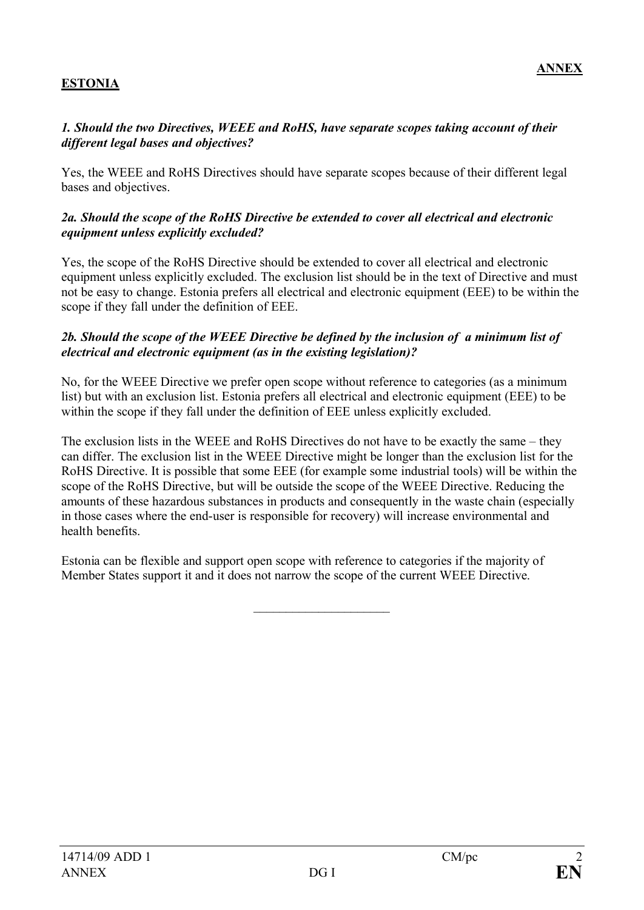**ANNEX**

**ESTONIA**

***1. Should the two Directives, WEEE and RoHS, have separate scopes taking account of their different legal bases and objectives?***

Yes, the WEEE and RoHS Directives should have separate scopes because of their different legal bases and objectives.

***2a. Should the scope of the RoHS Directive be extended to cover all electrical and electronic equipment unless explicitly excluded?***

Yes, the scope of the RoHS Directive should be extended to cover all electrical and electronic equipment unless explicitly excluded. The exclusion list should be in the text of Directive and must not be easy to change. Estonia prefers all electrical and electronic equipment (EEE) to be within the scope if they fall under the definition of EEE.

***2b. Should the scope of the WEEE Directive be defined by the inclusion of a minimum list of electrical and electronic equipment (as in the existing legislation)?***

No, for the WEEE Directive we prefer open scope without reference to categories (as a minimum list) but with an exclusion list. Estonia prefers all electrical and electronic equipment (EEE) to be within the scope if they fall under the definition of EEE unless explicitly excluded.

The exclusion lists in the WEEE and RoHS Directives do not have to be exactly the same – they can differ. The exclusion list in the WEEE Directive might be longer than the exclusion list for the RoHS Directive. It is possible that some EEE (for example some industrial tools) will be within the scope of the RoHS Directive, but will be outside the scope of the WEEE Directive. Reducing the amounts of these hazardous substances in products and consequently in the waste chain (especially in those cases where the end-user is responsible for recovery) will increase environmental and health benefits.

Estonia can be flexible and support open scope with reference to categories if the majority of Member States support it and it does not narrow the scope of the current WEEE Directive.

______________________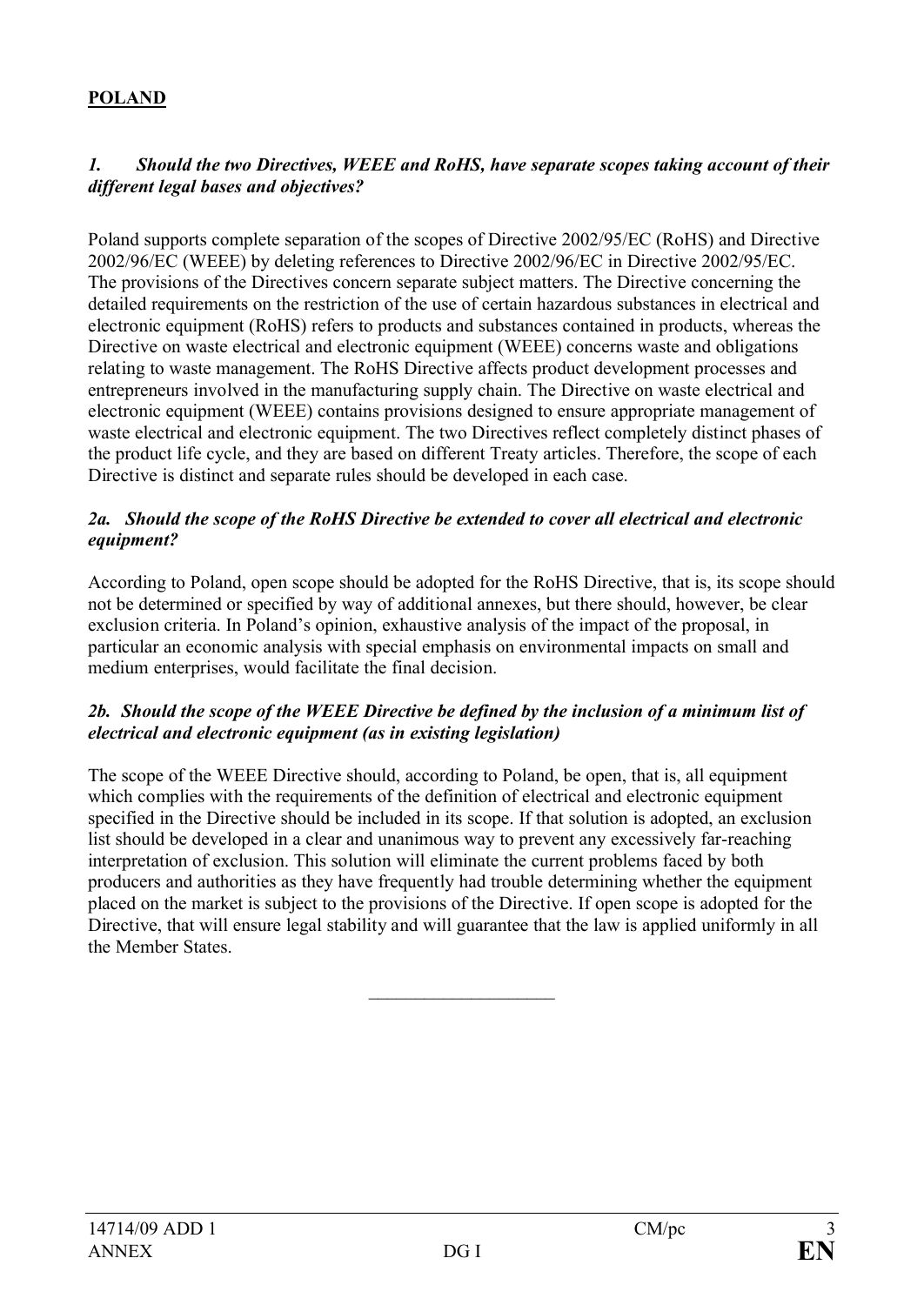**POLAND**

***1. Should the two Directives, WEEE and RoHS, have separate scopes taking account of their different legal bases and objectives?***

Poland supports complete separation of the scopes of Directive 2002/95/EC (RoHS) and Directive 2002/96/EC (WEEE) by deleting references to Directive 2002/96/EC in Directive 2002/95/EC. The provisions of the Directives concern separate subject matters. The Directive concerning the detailed requirements on the restriction of the use of certain hazardous substances in electrical and electronic equipment (RoHS) refers to products and substances contained in products, whereas the Directive on waste electrical and electronic equipment (WEEE) concerns waste and obligations relating to waste management. The RoHS Directive affects product development processes and entrepreneurs involved in the manufacturing supply chain. The Directive on waste electrical and electronic equipment (WEEE) contains provisions designed to ensure appropriate management of waste electrical and electronic equipment. The two Directives reflect completely distinct phases of the product life cycle, and they are based on different Treaty articles. Therefore, the scope of each Directive is distinct and separate rules should be developed in each case.

***2a. Should the scope of the RoHS Directive be extended to cover all electrical and electronic equipment?***

According to Poland, open scope should be adopted for the RoHS Directive, that is, its scope should not be determined or specified by way of additional annexes, but there should, however, be clear exclusion criteria. In Poland's opinion, exhaustive analysis of the impact of the proposal, in particular an economic analysis with special emphasis on environmental impacts on small and medium enterprises, would facilitate the final decision.

***2b. Should the scope of the WEEE Directive be defined by the inclusion of a minimum list of electrical and electronic equipment (as in existing legislation)***

The scope of the WEEE Directive should, according to Poland, be open, that is, all equipment which complies with the requirements of the definition of electrical and electronic equipment specified in the Directive should be included in its scope. If that solution is adopted, an exclusion list should be developed in a clear and unanimous way to prevent any excessively far-reaching interpretation of exclusion. This solution will eliminate the current problems faced by both producers and authorities as they have frequently had trouble determining whether the equipment placed on the market is subject to the provisions of the Directive. If open scope is adopted for the Directive, that will ensure legal stability and will guarantee that the law is applied uniformly in all the Member States.

---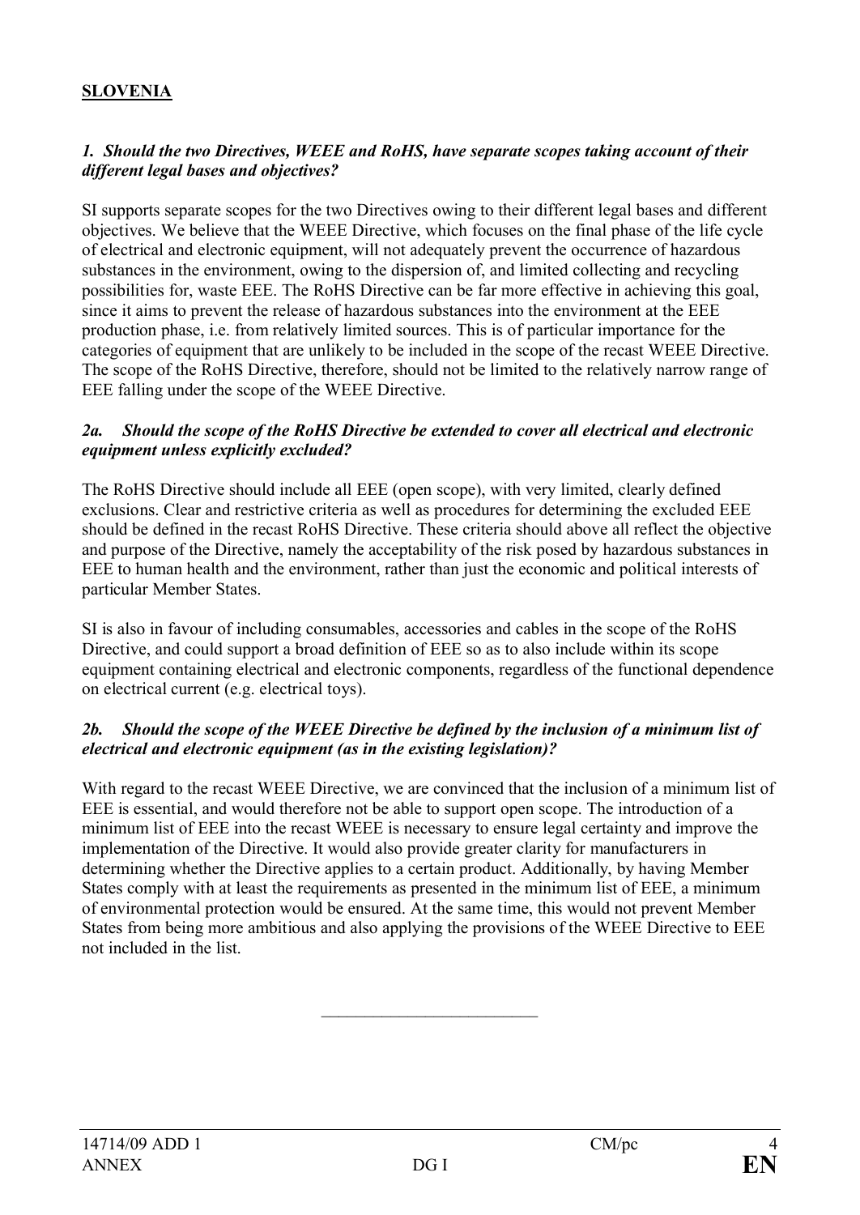## **SLOVENIA**

***1. Should the two Directives, WEEE and RoHS, have separate scopes taking account of their different legal bases and objectives?***

SI supports separate scopes for the two Directives owing to their different legal bases and different objectives. We believe that the WEEE Directive, which focuses on the final phase of the life cycle of electrical and electronic equipment, will not adequately prevent the occurrence of hazardous substances in the environment, owing to the dispersion of, and limited collecting and recycling possibilities for, waste EEE. The RoHS Directive can be far more effective in achieving this goal, since it aims to prevent the release of hazardous substances into the environment at the EEE production phase, i.e. from relatively limited sources. This is of particular importance for the categories of equipment that are unlikely to be included in the scope of the recast WEEE Directive. The scope of the RoHS Directive, therefore, should not be limited to the relatively narrow range of EEE falling under the scope of the WEEE Directive.

***2a. Should the scope of the RoHS Directive be extended to cover all electrical and electronic equipment unless explicitly excluded?***

The RoHS Directive should include all EEE (open scope), with very limited, clearly defined exclusions. Clear and restrictive criteria as well as procedures for determining the excluded EEE should be defined in the recast RoHS Directive. These criteria should above all reflect the objective and purpose of the Directive, namely the acceptability of the risk posed by hazardous substances in EEE to human health and the environment, rather than just the economic and political interests of particular Member States.

SI is also in favour of including consumables, accessories and cables in the scope of the RoHS Directive, and could support a broad definition of EEE so as to also include within its scope equipment containing electrical and electronic components, regardless of the functional dependence on electrical current (e.g. electrical toys).

***2b. Should the scope of the WEEE Directive be defined by the inclusion of a minimum list of electrical and electronic equipment (as in the existing legislation)?***

With regard to the recast WEEE Directive, we are convinced that the inclusion of a minimum list of EEE is essential, and would therefore not be able to support open scope. The introduction of a minimum list of EEE into the recast WEEE is necessary to ensure legal certainty and improve the implementation of the Directive. It would also provide greater clarity for manufacturers in determining whether the Directive applies to a certain product. Additionally, by having Member States comply with at least the requirements as presented in the minimum list of EEE, a minimum of environmental protection would be ensured. At the same time, this would not prevent Member States from being more ambitious and also applying the provisions of the WEEE Directive to EEE not included in the list.

\_\_\_\_\_\_\_\_\_\_\_\_\_\_\_\_\_\_\_\_\_\_\_\_